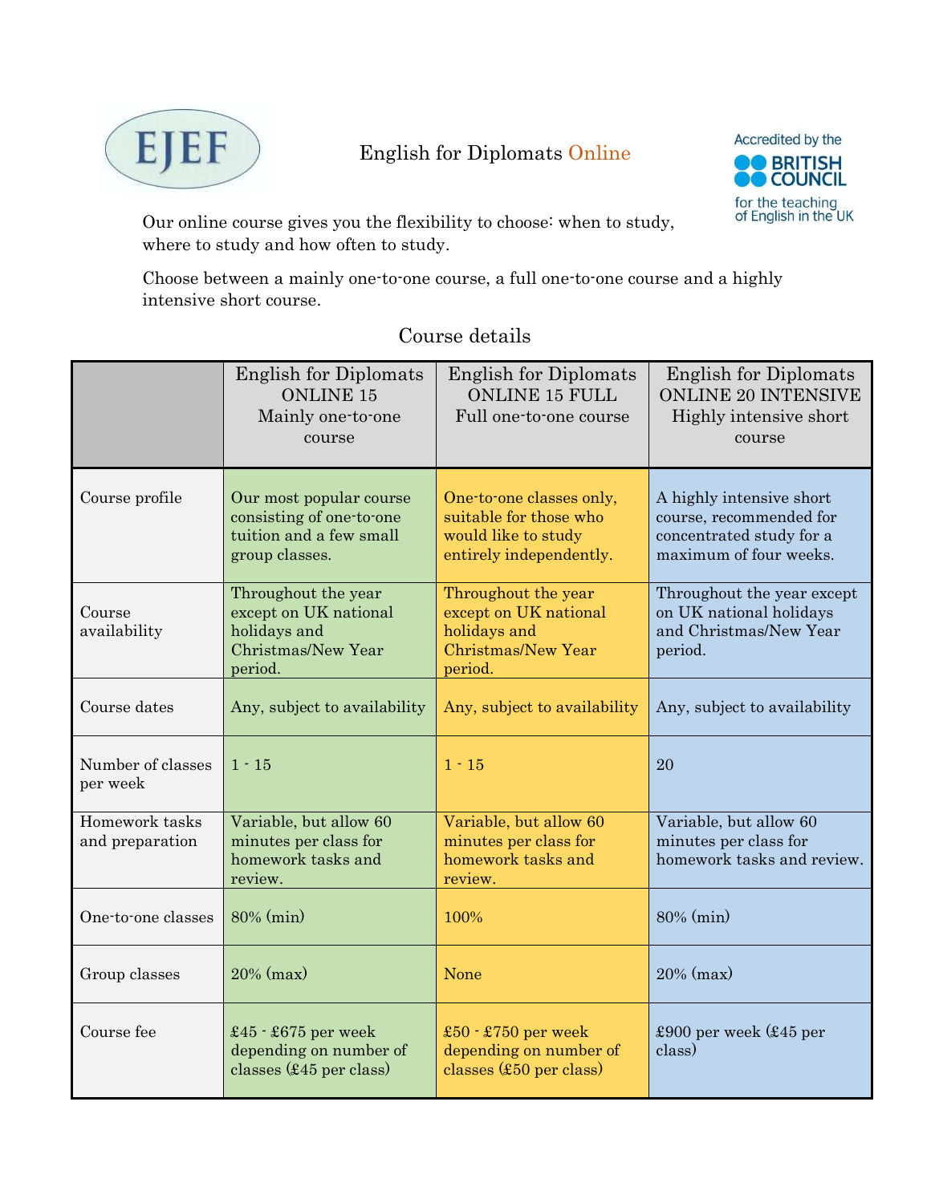EJEF

# English for Diplomats Online

Accredited by the BRITISH COUNCIL for the teaching of English in the UK

Our online course gives you the flexibility to choose: when to study, where to study and how often to study.

Choose between a mainly one-to-one course, a full one-to-one course and a highly intensive short course.

## Course details

| | English for Diplomats ONLINE 15 Mainly one-to-one course | English for Diplomats ONLINE 15 FULL Full one-to-one course | English for Diplomats ONLINE 20 INTENSIVE Highly intensive short course |
|---|---|---|---|
| Course profile | Our most popular course consisting of one-to-one tuition and a few small group classes. | One-to-one classes only, suitable for those who would like to study entirely independently. | A highly intensive short course, recommended for concentrated study for a maximum of four weeks. |
| Course availability | Throughout the year except on UK national holidays and Christmas/New Year period. | Throughout the year except on UK national holidays and Christmas/New Year period. | Throughout the year except on UK national holidays and Christmas/New Year period. |
| Course dates | Any, subject to availability | Any, subject to availability | Any, subject to availability |
| Number of classes per week | 1 - 15 | 1 - 15 | 20 |
| Homework tasks and preparation | Variable, but allow 60 minutes per class for homework tasks and review. | Variable, but allow 60 minutes per class for homework tasks and review. | Variable, but allow 60 minutes per class for homework tasks and review. |
| One-to-one classes | 80% (min) | 100% | 80% (min) |
| Group classes | 20% (max) | None | 20% (max) |
| Course fee | £45 - £675 per week depending on number of classes (£45 per class) | £50 - £750 per week depending on number of classes (£50 per class) | £900 per week (£45 per class) |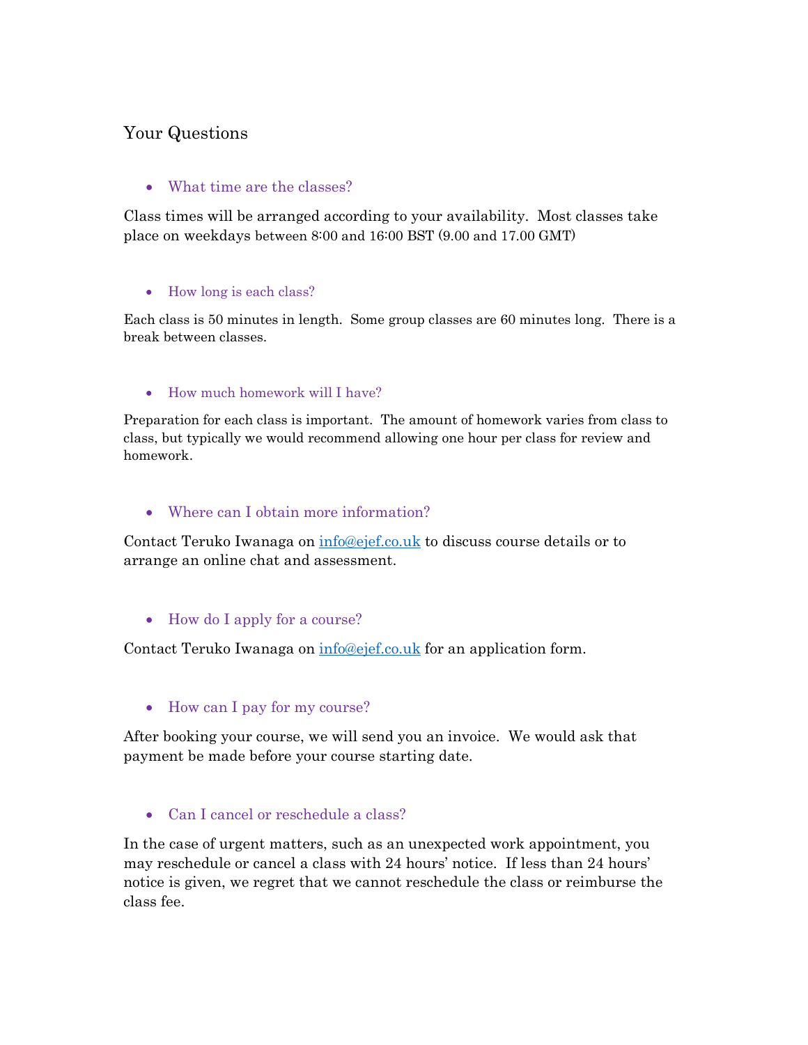## Your Questions

- What time are the classes?

Class times will be arranged according to your availability. Most classes take place on weekdays between 8:00 and 16:00 BST (9.00 and 17.00 GMT)

- How long is each class?

Each class is 50 minutes in length. Some group classes are 60 minutes long. There is a break between classes.

- How much homework will I have?

Preparation for each class is important. The amount of homework varies from class to class, but typically we would recommend allowing one hour per class for review and homework.

- Where can I obtain more information?

Contact Teruko Iwanaga on info@ejef.co.uk to discuss course details or to arrange an online chat and assessment.

- How do I apply for a course?

Contact Teruko Iwanaga on info@ejef.co.uk for an application form.

- How can I pay for my course?

After booking your course, we will send you an invoice. We would ask that payment be made before your course starting date.

- Can I cancel or reschedule a class?

In the case of urgent matters, such as an unexpected work appointment, you may reschedule or cancel a class with 24 hours' notice. If less than 24 hours' notice is given, we regret that we cannot reschedule the class or reimburse the class fee.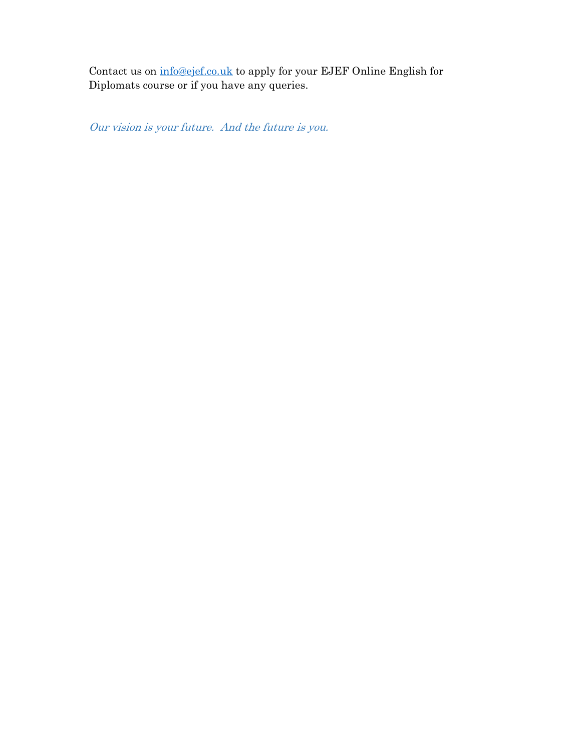Contact us on [info@ejef.co.uk](mailto:info@ejef.co.uk) to apply for your EJEF Online English for Diplomats course or if you have any queries.

*Our vision is your future. And the future is you.*